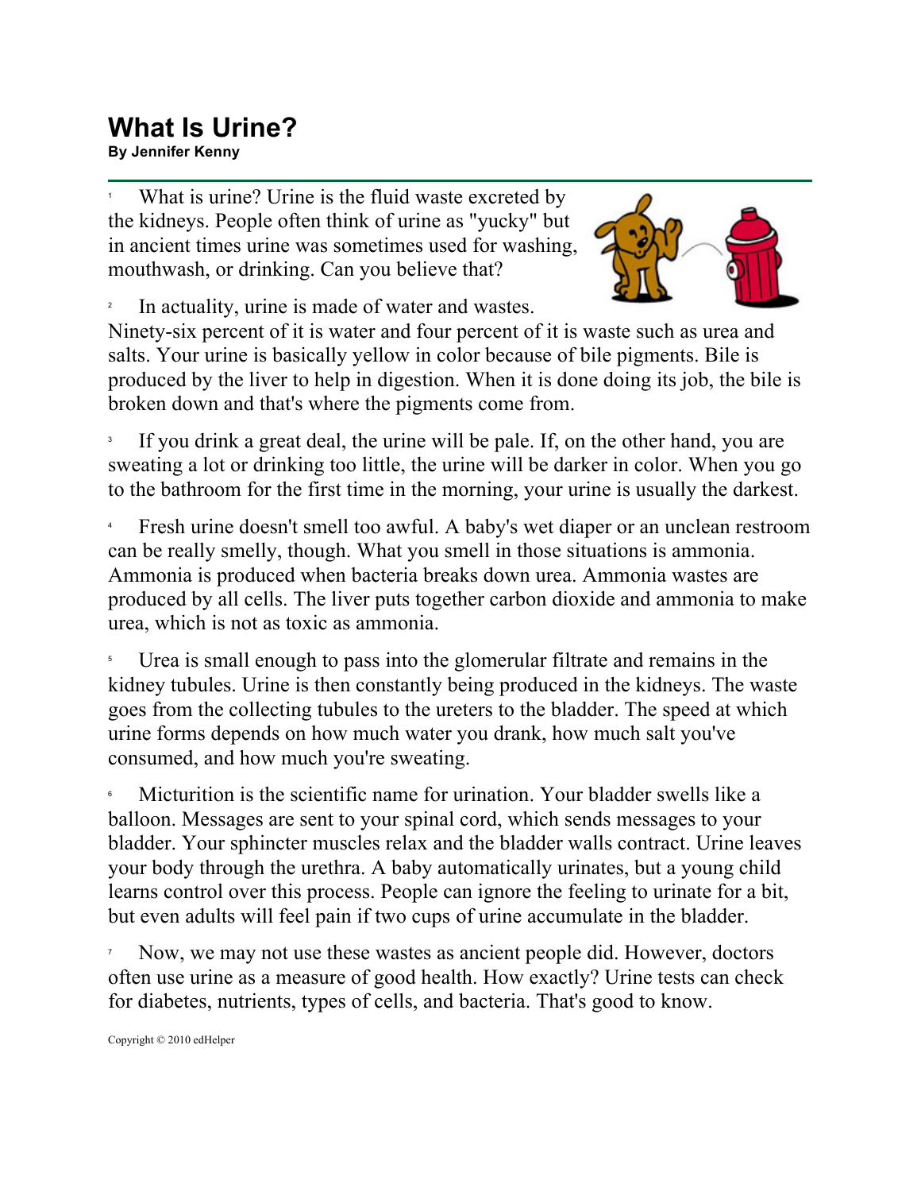# What Is Urine?

**By Jennifer Kenny**

[1] What is urine? Urine is the fluid waste excreted by the kidneys. People often think of urine as "yucky" but in ancient times urine was sometimes used for washing, mouthwash, or drinking. Can you believe that?

[2] In actuality, urine is made of water and wastes. Ninety-six percent of it is water and four percent of it is waste such as urea and salts. Your urine is basically yellow in color because of bile pigments. Bile is produced by the liver to help in digestion. When it is done doing its job, the bile is broken down and that's where the pigments come from.

[3] If you drink a great deal, the urine will be pale. If, on the other hand, you are sweating a lot or drinking too little, the urine will be darker in color. When you go to the bathroom for the first time in the morning, your urine is usually the darkest.

[4] Fresh urine doesn't smell too awful. A baby's wet diaper or an unclean restroom can be really smelly, though. What you smell in those situations is ammonia. Ammonia is produced when bacteria breaks down urea. Ammonia wastes are produced by all cells. The liver puts together carbon dioxide and ammonia to make urea, which is not as toxic as ammonia.

[5] Urea is small enough to pass into the glomerular filtrate and remains in the kidney tubules. Urine is then constantly being produced in the kidneys. The waste goes from the collecting tubules to the ureters to the bladder. The speed at which urine forms depends on how much water you drank, how much salt you've consumed, and how much you're sweating.

[6] Micturition is the scientific name for urination. Your bladder swells like a balloon. Messages are sent to your spinal cord, which sends messages to your bladder. Your sphincter muscles relax and the bladder walls contract. Urine leaves your body through the urethra. A baby automatically urinates, but a young child learns control over this process. People can ignore the feeling to urinate for a bit, but even adults will feel pain if two cups of urine accumulate in the bladder.

[7] Now, we may not use these wastes as ancient people did. However, doctors often use urine as a measure of good health. How exactly? Urine tests can check for diabetes, nutrients, types of cells, and bacteria. That's good to know.

Copyright © 2010 edHelper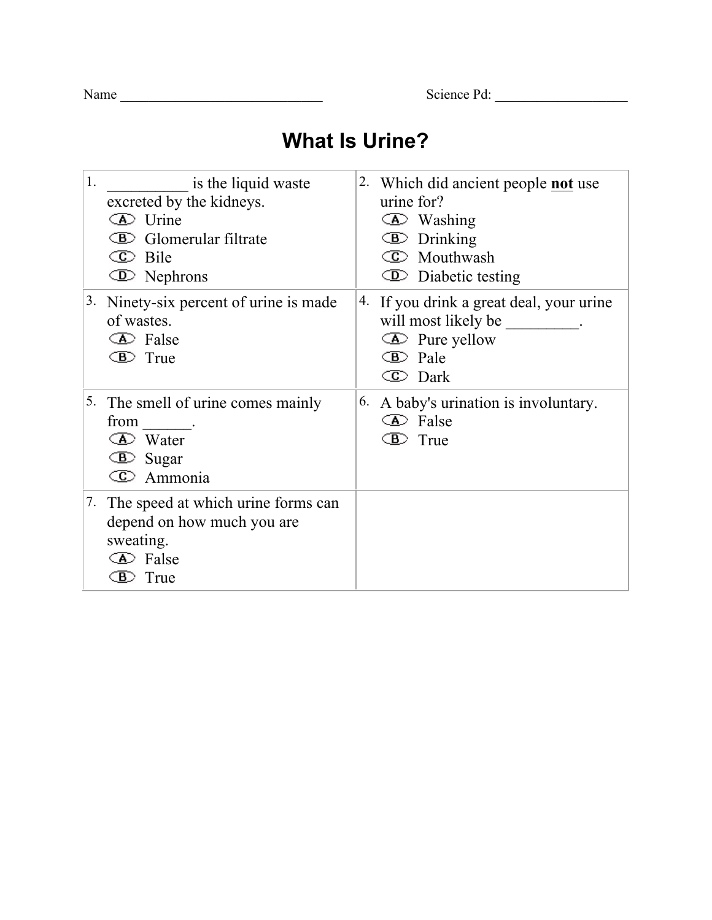Name ____________________________ Science Pd: __________________

# What Is Urine?

1. __________ is the liquid waste excreted by the kidneys.
   - (A) Urine
   - (B) Glomerular filtrate
   - (C) Bile
   - (D) Nephrons

2. Which did ancient people **not** use urine for?
   - (A) Washing
   - (B) Drinking
   - (C) Mouthwash
   - (D) Diabetic testing

3. Ninety-six percent of urine is made of wastes.
   - (A) False
   - (B) True

4. If you drink a great deal, your urine will most likely be _________.
   - (A) Pure yellow
   - (B) Pale
   - (C) Dark

5. The smell of urine comes mainly from ______.
   - (A) Water
   - (B) Sugar
   - (C) Ammonia

6. A baby's urination is involuntary.
   - (A) False
   - (B) True

7. The speed at which urine forms can depend on how much you are sweating.
   - (A) False
   - (B) True